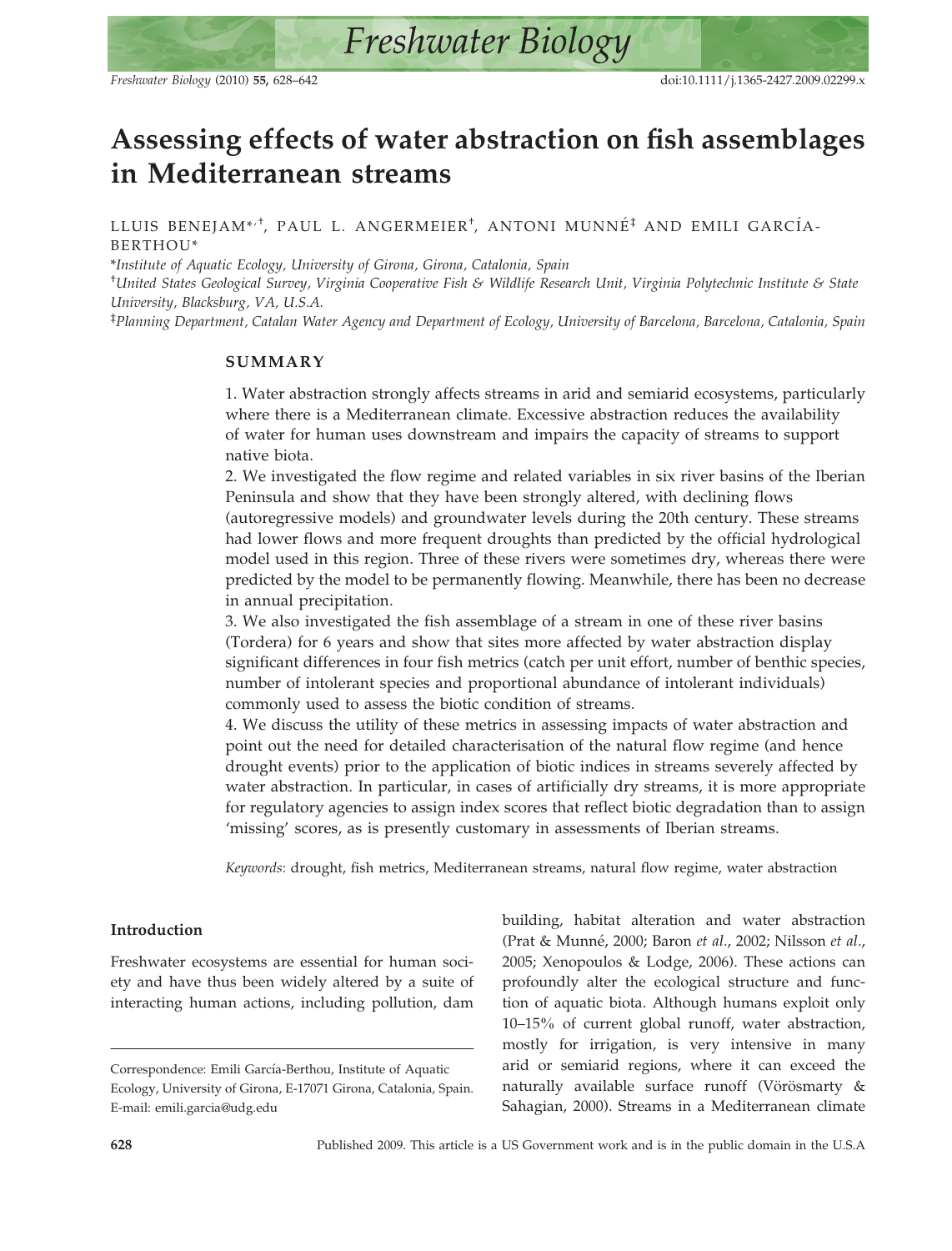# Assessing effects of water abstraction on fish assemblages in Mediterranean streams

LLUIS BENEJAM*,†, PAUL L. ANGERMEIER†, ANTONI MUNNÉ‡ AND EMILI GARCÍA-BERTHOU*

*Institute of Aquatic Ecology, University of Girona, Girona, Catalonia, Spain*

†*United States Geological Survey, Virginia Cooperative Fish & Wildlife Research Unit, Virginia Polytechnic Institute & State University, Blacksburg, VA, U.S.A.*

‡*Planning Department, Catalan Water Agency and Department of Ecology, University of Barcelona, Barcelona, Catalonia, Spain*

## SUMMARY

1. Water abstraction strongly affects streams in arid and semiarid ecosystems, particularly where there is a Mediterranean climate. Excessive abstraction reduces the availability of water for human uses downstream and impairs the capacity of streams to support native biota.

2. We investigated the flow regime and related variables in six river basins of the Iberian Peninsula and show that they have been strongly altered, with declining flows (autoregressive models) and groundwater levels during the 20th century. These streams had lower flows and more frequent droughts than predicted by the official hydrological model used in this region. Three of these rivers were sometimes dry, whereas there were predicted by the model to be permanently flowing. Meanwhile, there has been no decrease in annual precipitation.

3. We also investigated the fish assemblage of a stream in one of these river basins (Tordera) for 6 years and show that sites more affected by water abstraction display significant differences in four fish metrics (catch per unit effort, number of benthic species, number of intolerant species and proportional abundance of intolerant individuals) commonly used to assess the biotic condition of streams.

4. We discuss the utility of these metrics in assessing impacts of water abstraction and point out the need for detailed characterisation of the natural flow regime (and hence drought events) prior to the application of biotic indices in streams severely affected by water abstraction. In particular, in cases of artificially dry streams, it is more appropriate for regulatory agencies to assign index scores that reflect biotic degradation than to assign 'missing' scores, as is presently customary in assessments of Iberian streams.

*Keywords*: drought, fish metrics, Mediterranean streams, natural flow regime, water abstraction

## Introduction

Freshwater ecosystems are essential for human society and have thus been widely altered by a suite of interacting human actions, including pollution, dam building, habitat alteration and water abstraction (Prat & Munné, 2000; Baron *et al*., 2002; Nilsson *et al*., 2005; Xenopoulos & Lodge, 2006). These actions can profoundly alter the ecological structure and function of aquatic biota. Although humans exploit only 10–15% of current global runoff, water abstraction, mostly for irrigation, is very intensive in many arid or semiarid regions, where it can exceed the naturally available surface runoff (Vörösmarty & Sahagian, 2000). Streams in a Mediterranean climate

Correspondence: Emili García-Berthou, Institute of Aquatic Ecology, University of Girona, E-17071 Girona, Catalonia, Spain. E-mail: emili.garcia@udg.edu

Published 2009. This article is a US Government work and is in the public domain in the U.S.A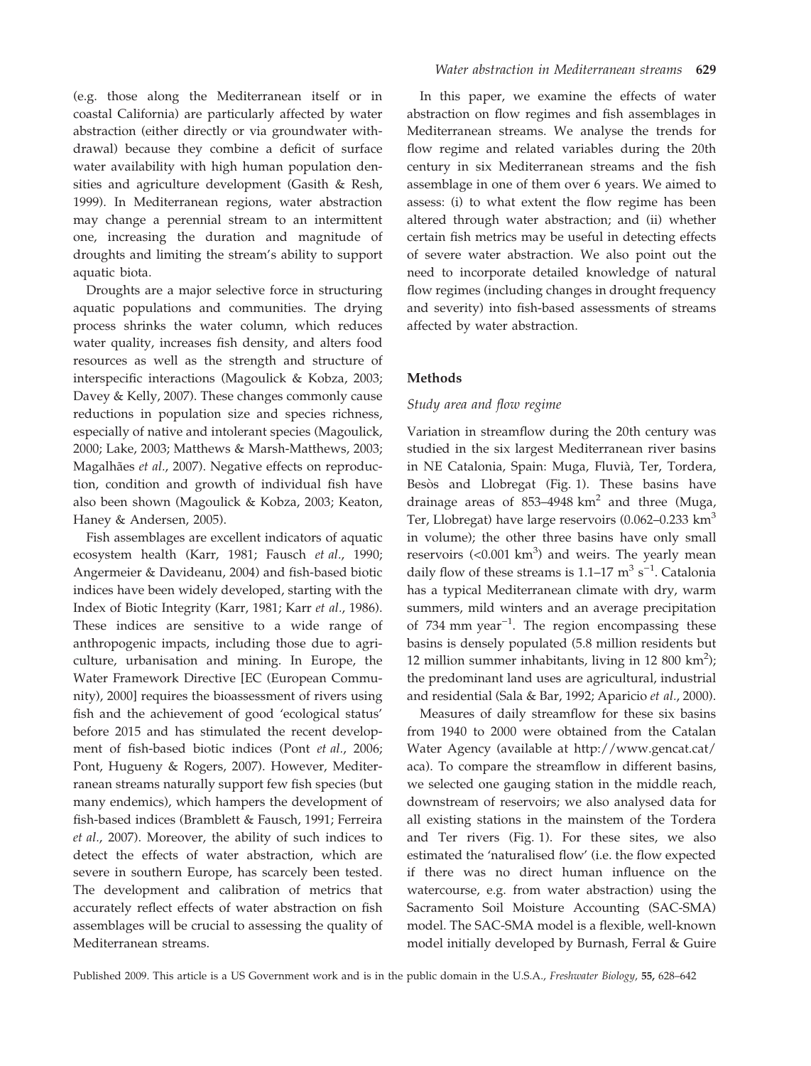(e.g. those along the Mediterranean itself or in coastal California) are particularly affected by water abstraction (either directly or via groundwater withdrawal) because they combine a deficit of surface water availability with high human population densities and agriculture development (Gasith & Resh, 1999). In Mediterranean regions, water abstraction may change a perennial stream to an intermittent one, increasing the duration and magnitude of droughts and limiting the stream's ability to support aquatic biota.

Droughts are a major selective force in structuring aquatic populations and communities. The drying process shrinks the water column, which reduces water quality, increases fish density, and alters food resources as well as the strength and structure of interspecific interactions (Magoulick & Kobza, 2003; Davey & Kelly, 2007). These changes commonly cause reductions in population size and species richness, especially of native and intolerant species (Magoulick, 2000; Lake, 2003; Matthews & Marsh-Matthews, 2003; Magalhães *et al*., 2007). Negative effects on reproduction, condition and growth of individual fish have also been shown (Magoulick & Kobza, 2003; Keaton, Haney & Andersen, 2005).

Fish assemblages are excellent indicators of aquatic ecosystem health (Karr, 1981; Fausch *et al*., 1990; Angermeier & Davideanu, 2004) and fish-based biotic indices have been widely developed, starting with the Index of Biotic Integrity (Karr, 1981; Karr *et al*., 1986). These indices are sensitive to a wide range of anthropogenic impacts, including those due to agriculture, urbanisation and mining. In Europe, the Water Framework Directive [EC (European Community), 2000] requires the bioassessment of rivers using fish and the achievement of good 'ecological status' before 2015 and has stimulated the recent development of fish-based biotic indices (Pont *et al*., 2006; Pont, Hugueny & Rogers, 2007). However, Mediterranean streams naturally support few fish species (but many endemics), which hampers the development of fish-based indices (Bramblett & Fausch, 1991; Ferreira *et al*., 2007). Moreover, the ability of such indices to detect the effects of water abstraction, which are severe in southern Europe, has scarcely been tested. The development and calibration of metrics that accurately reflect effects of water abstraction on fish assemblages will be crucial to assessing the quality of Mediterranean streams.

In this paper, we examine the effects of water abstraction on flow regimes and fish assemblages in Mediterranean streams. We analyse the trends for flow regime and related variables during the 20th century in six Mediterranean streams and the fish assemblage in one of them over 6 years. We aimed to assess: (i) to what extent the flow regime has been altered through water abstraction; and (ii) whether certain fish metrics may be useful in detecting effects of severe water abstraction. We also point out the need to incorporate detailed knowledge of natural flow regimes (including changes in drought frequency and severity) into fish-based assessments of streams affected by water abstraction.

## Methods

### *Study area and flow regime*

Variation in streamflow during the 20th century was studied in the six largest Mediterranean river basins in NE Catalonia, Spain: Muga, Fluvià, Ter, Tordera, Besòs and Llobregat (Fig. 1). These basins have drainage areas of 853–4948 $km^2$ and three (Muga, Ter, Llobregat) have large reservoirs (0.062–0.233 $km^3$ in volume); the other three basins have only small reservoirs (<0.001 $km^3$) and weirs. The yearly mean daily flow of these streams is 1.1–17 $m^3\ s^{-1}$. Catalonia has a typical Mediterranean climate with dry, warm summers, mild winters and an average precipitation of 734 mm $year^{-1}$. The region encompassing these basins is densely populated (5.8 million residents but 12 million summer inhabitants, living in 12 800 $km^2$); the predominant land uses are agricultural, industrial and residential (Sala & Bar, 1992; Aparicio *et al*., 2000).

Measures of daily streamflow for these six basins from 1940 to 2000 were obtained from the Catalan Water Agency (available at http://www.gencat.cat/aca). To compare the streamflow in different basins, we selected one gauging station in the middle reach, downstream of reservoirs; we also analysed data for all existing stations in the mainstem of the Tordera and Ter rivers (Fig. 1). For these sites, we also estimated the 'naturalised flow' (i.e. the flow expected if there was no direct human influence on the watercourse, e.g. from water abstraction) using the Sacramento Soil Moisture Accounting (SAC-SMA) model. The SAC-SMA model is a flexible, well-known model initially developed by Burnash, Ferral & Guire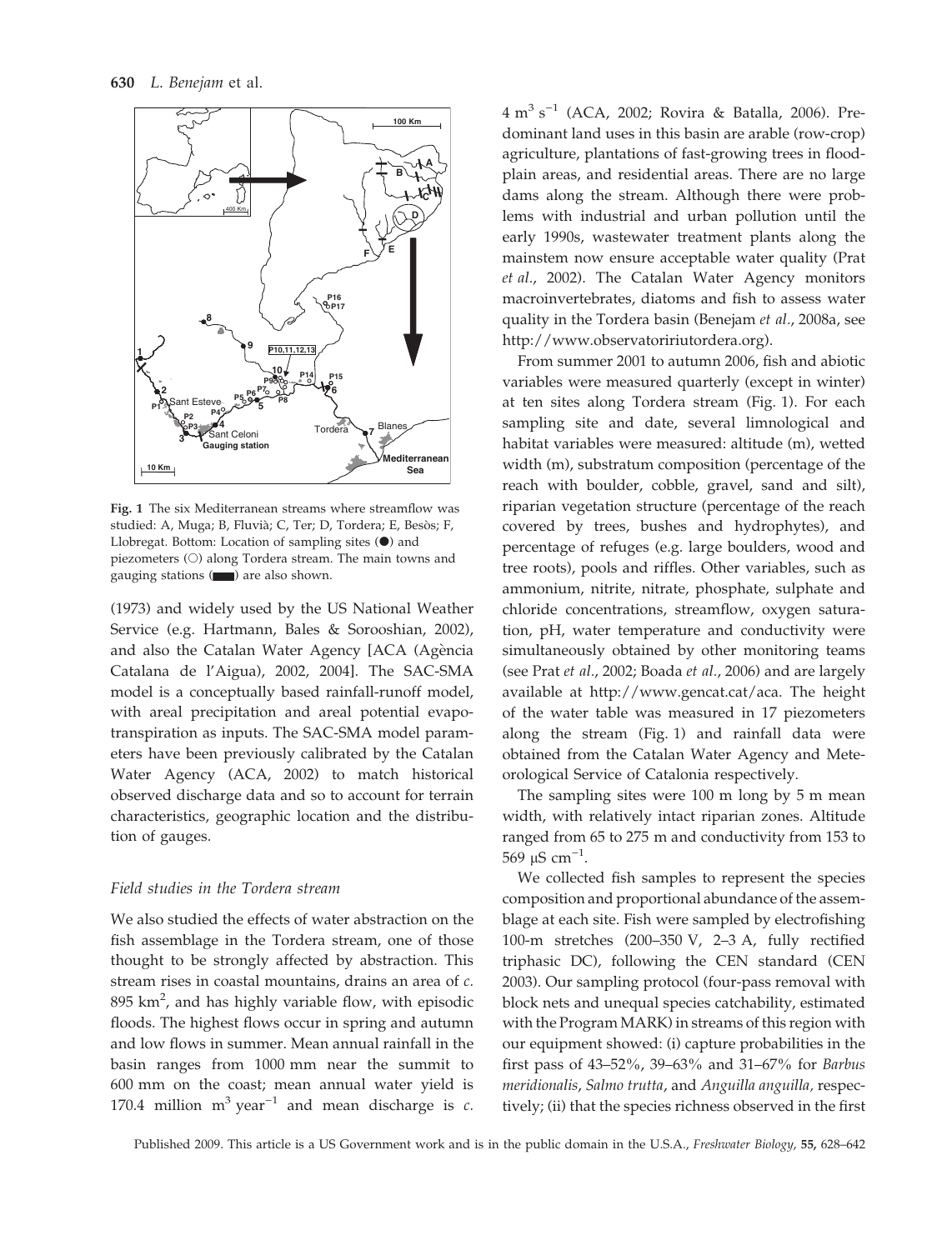Fig. 1 The six Mediterranean streams where streamflow was studied: A, Muga; B, Fluvià; C, Ter; D, Tordera; E, Besòs; F, Llobregat. Bottom: Location of sampling sites (●) and piezometers (○) along Tordera stream. The main towns and gauging stations (▬) are also shown.

(1973) and widely used by the US National Weather Service (e.g. Hartmann, Bales & Sorooshian, 2002), and also the Catalan Water Agency [ACA (Agència Catalana de l'Aigua), 2002, 2004]. The SAC-SMA model is a conceptually based rainfall-runoff model, with areal precipitation and areal potential evapotranspiration as inputs. The SAC-SMA model parameters have been previously calibrated by the Catalan Water Agency (ACA, 2002) to match historical observed discharge data and so to account for terrain characteristics, geographic location and the distribution of gauges.

### Field studies in the Tordera stream

We also studied the effects of water abstraction on the fish assemblage in the Tordera stream, one of those thought to be strongly affected by abstraction. This stream rises in coastal mountains, drains an area of *c.* 895 $km^2$, and has highly variable flow, with episodic floods. The highest flows occur in spring and autumn and low flows in summer. Mean annual rainfall in the basin ranges from 1000 mm near the summit to 600 mm on the coast; mean annual water yield is 170.4 million $m^3$ $year^{-1}$ and mean discharge is *c.* 4 $m^3$ $s^{-1}$ (ACA, 2002; Rovira & Batalla, 2006). Predominant land uses in this basin are arable (row-crop) agriculture, plantations of fast-growing trees in floodplain areas, and residential areas. There are no large dams along the stream. Although there were problems with industrial and urban pollution until the early 1990s, wastewater treatment plants along the mainstem now ensure acceptable water quality (Prat *et al.*, 2002). The Catalan Water Agency monitors macroinvertebrates, diatoms and fish to assess water quality in the Tordera basin (Benejam *et al.*, 2008a, see http://www.observatoririutordera.org).

From summer 2001 to autumn 2006, fish and abiotic variables were measured quarterly (except in winter) at ten sites along Tordera stream (Fig. 1). For each sampling site and date, several limnological and habitat variables were measured: altitude (m), wetted width (m), substratum composition (percentage of the reach with boulder, cobble, gravel, sand and silt), riparian vegetation structure (percentage of the reach covered by trees, bushes and hydrophytes), and percentage of refuges (e.g. large boulders, wood and tree roots), pools and riffles. Other variables, such as ammonium, nitrite, nitrate, phosphate, sulphate and chloride concentrations, streamflow, oxygen saturation, pH, water temperature and conductivity were simultaneously obtained by other monitoring teams (see Prat *et al.*, 2002; Boada *et al.*, 2006) and are largely available at http://www.gencat.cat/aca. The height of the water table was measured in 17 piezometers along the stream (Fig. 1) and rainfall data were obtained from the Catalan Water Agency and Meteorological Service of Catalonia respectively.

The sampling sites were 100 m long by 5 m mean width, with relatively intact riparian zones. Altitude ranged from 65 to 275 m and conductivity from 153 to 569 μS $cm^{-1}$.

We collected fish samples to represent the species composition and proportional abundance of the assemblage at each site. Fish were sampled by electrofishing 100-m stretches (200–350 V, 2–3 A, fully rectified triphasic DC), following the CEN standard (CEN 2003). Our sampling protocol (four-pass removal with block nets and unequal species catchability, estimated with the Program MARK) in streams of this region with our equipment showed: (i) capture probabilities in the first pass of 43–52%, 39–63% and 31–67% for *Barbus meridionalis*, *Salmo trutta*, and *Anguilla anguilla*, respectively; (ii) that the species richness observed in the first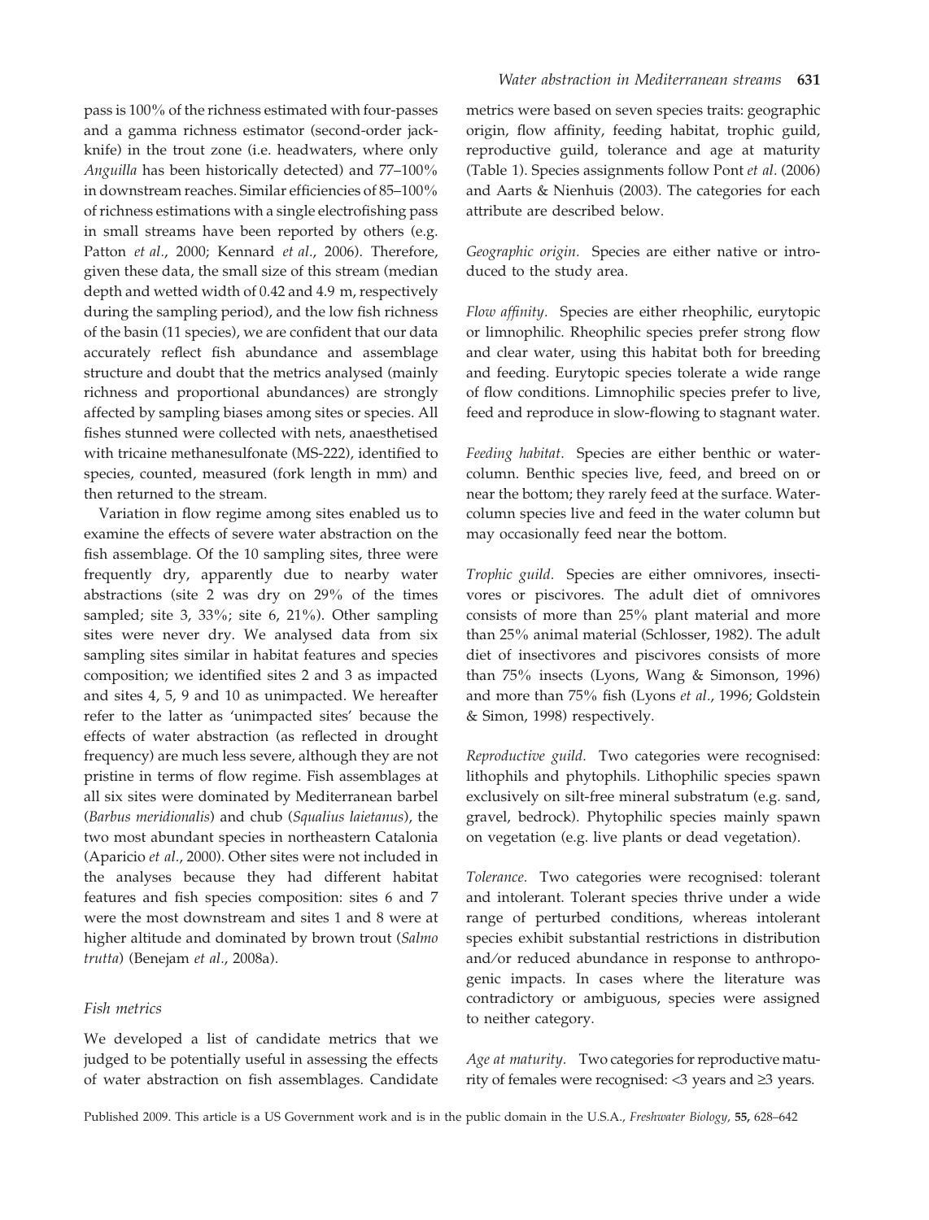pass is 100% of the richness estimated with four-passes and a gamma richness estimator (second-order jack-knife) in the trout zone (i.e. headwaters, where only *Anguilla* has been historically detected) and 77–100% in downstream reaches. Similar efficiencies of 85–100% of richness estimations with a single electrofishing pass in small streams have been reported by others (e.g. Patton *et al*., 2000; Kennard *et al*., 2006). Therefore, given these data, the small size of this stream (median depth and wetted width of 0.42 and 4.9 m, respectively during the sampling period), and the low fish richness of the basin (11 species), we are confident that our data accurately reflect fish abundance and assemblage structure and doubt that the metrics analysed (mainly richness and proportional abundances) are strongly affected by sampling biases among sites or species. All fishes stunned were collected with nets, anaesthetised with tricaine methanesulfonate (MS-222), identified to species, counted, measured (fork length in mm) and then returned to the stream.

Variation in flow regime among sites enabled us to examine the effects of severe water abstraction on the fish assemblage. Of the 10 sampling sites, three were frequently dry, apparently due to nearby water abstractions (site 2 was dry on 29% of the times sampled; site 3, 33%; site 6, 21%). Other sampling sites were never dry. We analysed data from six sampling sites similar in habitat features and species composition; we identified sites 2 and 3 as impacted and sites 4, 5, 9 and 10 as unimpacted. We hereafter refer to the latter as 'unimpacted sites' because the effects of water abstraction (as reflected in drought frequency) are much less severe, although they are not pristine in terms of flow regime. Fish assemblages at all six sites were dominated by Mediterranean barbel (*Barbus meridionalis*) and chub (*Squalius laietanus*), the two most abundant species in northeastern Catalonia (Aparicio *et al*., 2000). Other sites were not included in the analyses because they had different habitat features and fish species composition: sites 6 and 7 were the most downstream and sites 1 and 8 were at higher altitude and dominated by brown trout (*Salmo trutta*) (Benejam *et al*., 2008a).

### *Fish metrics*

We developed a list of candidate metrics that we judged to be potentially useful in assessing the effects of water abstraction on fish assemblages. Candidate metrics were based on seven species traits: geographic origin, flow affinity, feeding habitat, trophic guild, reproductive guild, tolerance and age at maturity (Table 1). Species assignments follow Pont *et al*. (2006) and Aarts & Nienhuis (2003). The categories for each attribute are described below.

*Geographic origin.* Species are either native or introduced to the study area.

*Flow affinity.* Species are either rheophilic, eurytopic or limnophilic. Rheophilic species prefer strong flow and clear water, using this habitat both for breeding and feeding. Eurytopic species tolerate a wide range of flow conditions. Limnophilic species prefer to live, feed and reproduce in slow-flowing to stagnant water.

*Feeding habitat.* Species are either benthic or water-column. Benthic species live, feed, and breed on or near the bottom; they rarely feed at the surface. Water-column species live and feed in the water column but may occasionally feed near the bottom.

*Trophic guild.* Species are either omnivores, insectivores or piscivores. The adult diet of omnivores consists of more than 25% plant material and more than 25% animal material (Schlosser, 1982). The adult diet of insectivores and piscivores consists of more than 75% insects (Lyons, Wang & Simonson, 1996) and more than 75% fish (Lyons *et al*., 1996; Goldstein & Simon, 1998) respectively.

*Reproductive guild.* Two categories were recognised: lithophils and phytophils. Lithophilic species spawn exclusively on silt-free mineral substratum (e.g. sand, gravel, bedrock). Phytophilic species mainly spawn on vegetation (e.g. live plants or dead vegetation).

*Tolerance.* Two categories were recognised: tolerant and intolerant. Tolerant species thrive under a wide range of perturbed conditions, whereas intolerant species exhibit substantial restrictions in distribution and/or reduced abundance in response to anthropogenic impacts. In cases where the literature was contradictory or ambiguous, species were assigned to neither category.

*Age at maturity.* Two categories for reproductive maturity of females were recognised: <3 years and ≥3 years.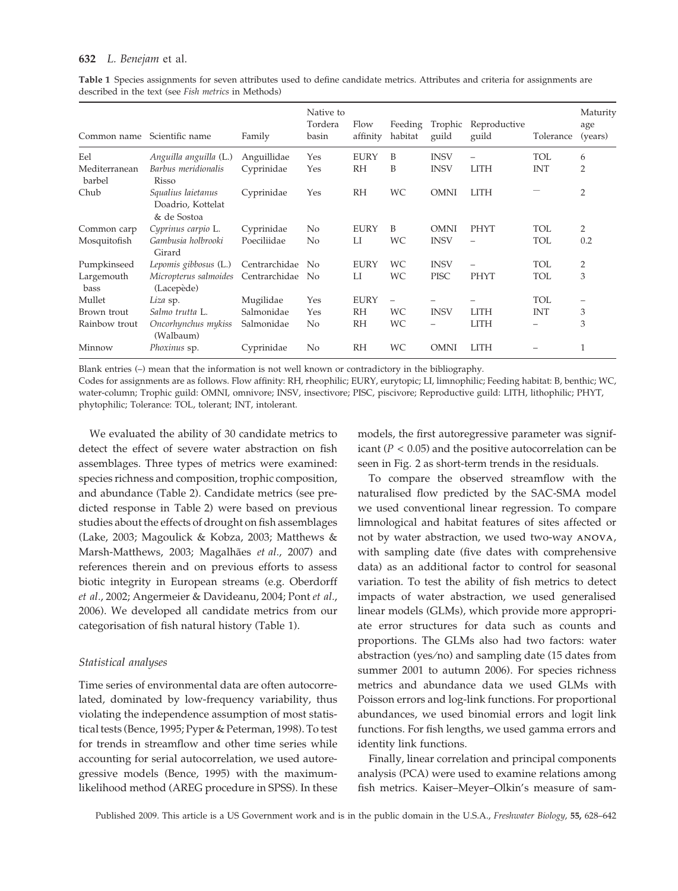**Table 1** Species assignments for seven attributes used to define candidate metrics. Attributes and criteria for assignments are described in the text (see *Fish metrics* in Methods)

| Common name | Scientific name | Family | Native to Tordera basin | Flow affinity | Feeding habitat | Trophic guild | Reproductive guild | Tolerance | Maturity age (years) |
|---|---|---|---|---|---|---|---|---|---|
| Eel | *Anguilla anguilla* (L.) | Anguillidae | Yes | EURY | B | INSV | – | TOL | 6 |
| Mediterranean barbel | *Barbus meridionalis* Risso | Cyprinidae | Yes | RH | B | INSV | LITH | INT | 2 |
| Chub | *Squalius laietanus* Doadrio, Kottelat & de Sostoa | Cyprinidae | Yes | RH | WC | OMNI | LITH | — | 2 |
| Common carp | *Cyprinus carpio* L. | Cyprinidae | No | EURY | B | OMNI | PHYT | TOL | 2 |
| Mosquitofish | *Gambusia holbrooki* Girard | Poeciliidae | No | LI | WC | INSV | – | TOL | 0.2 |
| Pumpkinseed | *Lepomis gibbosus* (L.) | Centrarchidae | No | EURY | WC | INSV | – | TOL | 2 |
| Largemouth bass | *Micropterus salmoides* (Lacepède) | Centrarchidae | No | LI | WC | PISC | PHYT | TOL | 3 |
| Mullet | *Liza* sp. | Mugilidae | Yes | EURY | – | – | – | TOL | – |
| Brown trout | *Salmo trutta* L. | Salmonidae | Yes | RH | WC | INSV | LITH | INT | 3 |
| Rainbow trout | *Oncorhynchus mykiss* (Walbaum) | Salmonidae | No | RH | WC | – | LITH | – | 3 |
| Minnow | *Phoxinus* sp. | Cyprinidae | No | RH | WC | OMNI | LITH | – | 1 |

Blank entries (–) mean that the information is not well known or contradictory in the bibliography.

Codes for assignments are as follows. Flow affinity: RH, rheophilic; EURY, eurytopic; LI, limnophilic; Feeding habitat: B, benthic; WC, water-column; Trophic guild: OMNI, omnivore; INSV, insectivore; PISC, piscivore; Reproductive guild: LITH, lithophilic; PHYT, phytophilic; Tolerance: TOL, tolerant; INT, intolerant.

We evaluated the ability of 30 candidate metrics to detect the effect of severe water abstraction on fish assemblages. Three types of metrics were examined: species richness and composition, trophic composition, and abundance (Table 2). Candidate metrics (see predicted response in Table 2) were based on previous studies about the effects of drought on fish assemblages (Lake, 2003; Magoulick & Kobza, 2003; Matthews & Marsh-Matthews, 2003; Magalhães *et al.*, 2007) and references therein and on previous efforts to assess biotic integrity in European streams (e.g. Oberdorff *et al.*, 2002; Angermeier & Davideanu, 2004; Pont *et al.*, 2006). We developed all candidate metrics from our categorisation of fish natural history (Table 1).

### *Statistical analyses*

Time series of environmental data are often autocorrelated, dominated by low-frequency variability, thus violating the independence assumption of most statistical tests (Bence, 1995; Pyper & Peterman, 1998). To test for trends in streamflow and other time series while accounting for serial autocorrelation, we used autoregressive models (Bence, 1995) with the maximum-likelihood method (AREG procedure in SPSS). In these models, the first autoregressive parameter was significant ($P < 0.05$) and the positive autocorrelation can be seen in Fig. 2 as short-term trends in the residuals.

To compare the observed streamflow with the naturalised flow predicted by the SAC-SMA model we used conventional linear regression. To compare limnological and habitat features of sites affected or not by water abstraction, we used two-way ANOVA, with sampling date (five dates with comprehensive data) as an additional factor to control for seasonal variation. To test the ability of fish metrics to detect impacts of water abstraction, we used generalised linear models (GLMs), which provide more appropriate error structures for data such as counts and proportions. The GLMs also had two factors: water abstraction (yes/no) and sampling date (15 dates from summer 2001 to autumn 2006). For species richness metrics and abundance data we used GLMs with Poisson errors and log-link functions. For proportional abundances, we used binomial errors and logit link functions. For fish lengths, we used gamma errors and identity link functions.

Finally, linear correlation and principal components analysis (PCA) were used to examine relations among fish metrics. Kaiser–Meyer–Olkin's measure of sam-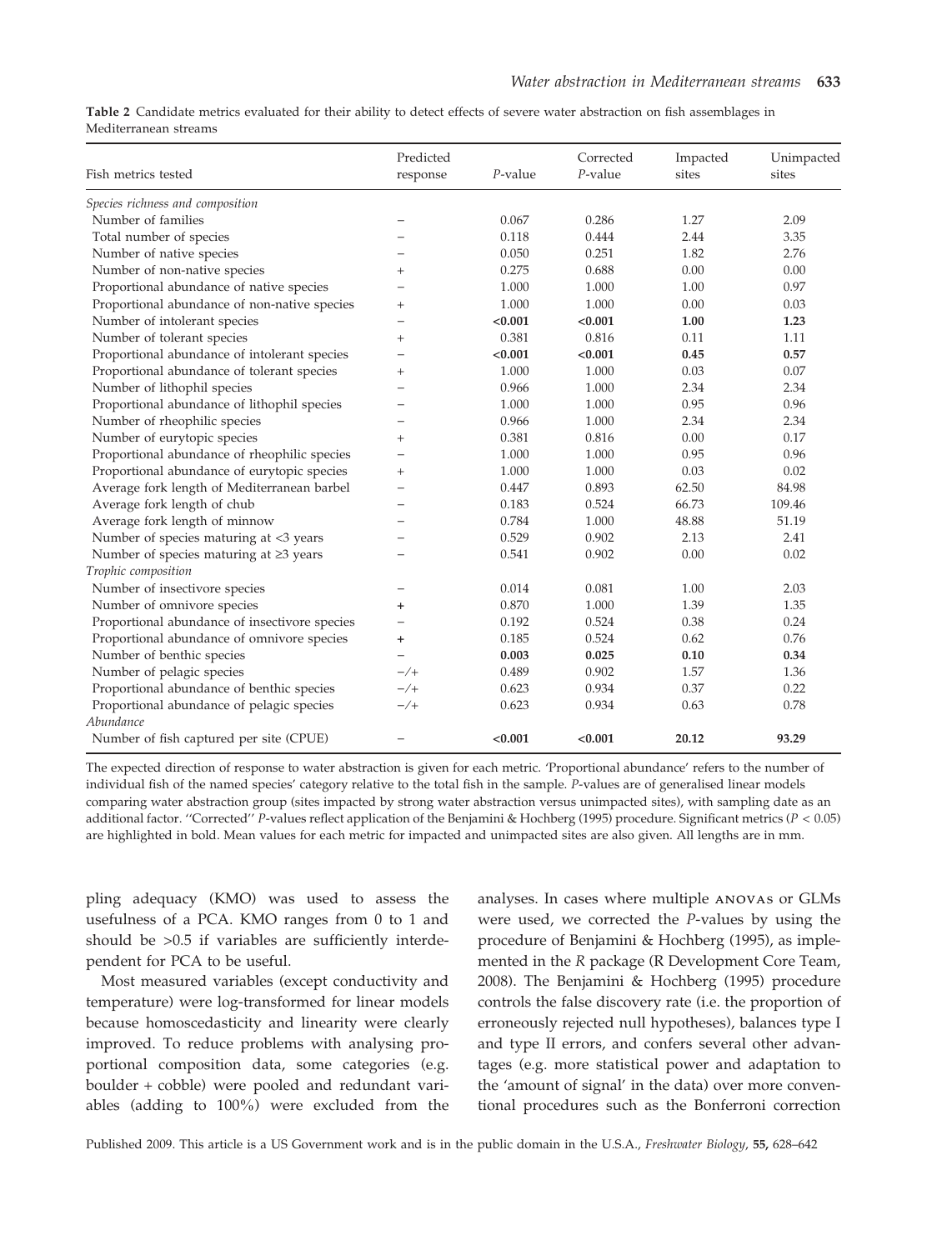**Table 2** Candidate metrics evaluated for their ability to detect effects of severe water abstraction on fish assemblages in Mediterranean streams

| Fish metrics tested | Predicted response | *P*-value | Corrected *P*-value | Impacted sites | Unimpacted sites |
|---|---|---|---|---|---|
| *Species richness and composition* | | | | | |
| Number of families | − | 0.067 | 0.286 | 1.27 | 2.09 |
| Total number of species | − | 0.118 | 0.444 | 2.44 | 3.35 |
| Number of native species | − | 0.050 | 0.251 | 1.82 | 2.76 |
| Number of non-native species | + | 0.275 | 0.688 | 0.00 | 0.00 |
| Proportional abundance of native species | − | 1.000 | 1.000 | 1.00 | 0.97 |
| Proportional abundance of non-native species | + | 1.000 | 1.000 | 0.00 | 0.03 |
| Number of intolerant species | − | **<0.001** | **<0.001** | **1.00** | **1.23** |
| Number of tolerant species | + | 0.381 | 0.816 | 0.11 | 1.11 |
| Proportional abundance of intolerant species | − | **<0.001** | **<0.001** | **0.45** | **0.57** |
| Proportional abundance of tolerant species | + | 1.000 | 1.000 | 0.03 | 0.07 |
| Number of lithophil species | − | 0.966 | 1.000 | 2.34 | 2.34 |
| Proportional abundance of lithophil species | − | 1.000 | 1.000 | 0.95 | 0.96 |
| Number of rheophilic species | − | 0.966 | 1.000 | 2.34 | 2.34 |
| Number of eurytopic species | + | 0.381 | 0.816 | 0.00 | 0.17 |
| Proportional abundance of rheophilic species | − | 1.000 | 1.000 | 0.95 | 0.96 |
| Proportional abundance of eurytopic species | + | 1.000 | 1.000 | 0.03 | 0.02 |
| Average fork length of Mediterranean barbel | − | 0.447 | 0.893 | 62.50 | 84.98 |
| Average fork length of chub | − | 0.183 | 0.524 | 66.73 | 109.46 |
| Average fork length of minnow | − | 0.784 | 1.000 | 48.88 | 51.19 |
| Number of species maturing at <3 years | − | 0.529 | 0.902 | 2.13 | 2.41 |
| Number of species maturing at ≥3 years | − | 0.541 | 0.902 | 0.00 | 0.02 |
| *Trophic composition* | | | | | |
| Number of insectivore species | − | 0.014 | 0.081 | 1.00 | 2.03 |
| Number of omnivore species | + | 0.870 | 1.000 | 1.39 | 1.35 |
| Proportional abundance of insectivore species | − | 0.192 | 0.524 | 0.38 | 0.24 |
| Proportional abundance of omnivore species | + | 0.185 | 0.524 | 0.62 | 0.76 |
| Number of benthic species | − | **0.003** | **0.025** | **0.10** | **0.34** |
| Number of pelagic species | −/+ | 0.489 | 0.902 | 1.57 | 1.36 |
| Proportional abundance of benthic species | −/+ | 0.623 | 0.934 | 0.37 | 0.22 |
| Proportional abundance of pelagic species | −/+ | 0.623 | 0.934 | 0.63 | 0.78 |
| *Abundance* | | | | | |
| Number of fish captured per site (CPUE) | − | **<0.001** | **<0.001** | **20.12** | **93.29** |

The expected direction of response to water abstraction is given for each metric. 'Proportional abundance' refers to the number of individual fish of the named species' category relative to the total fish in the sample. *P*-values are of generalised linear models comparing water abstraction group (sites impacted by strong water abstraction versus unimpacted sites), with sampling date as an additional factor. ''Corrected'' *P*-values reflect application of the Benjamini & Hochberg (1995) procedure. Significant metrics ($P < 0.05$) are highlighted in bold. Mean values for each metric for impacted and unimpacted sites are also given. All lengths are in mm.

pling adequacy (KMO) was used to assess the usefulness of a PCA. KMO ranges from 0 to 1 and should be >0.5 if variables are sufficiently interdependent for PCA to be useful.

Most measured variables (except conductivity and temperature) were log-transformed for linear models because homoscedasticity and linearity were clearly improved. To reduce problems with analysing proportional composition data, some categories (e.g. boulder + cobble) were pooled and redundant variables (adding to 100%) were excluded from the analyses. In cases where multiple ANOVAs or GLMs were used, we corrected the *P*-values by using the procedure of Benjamini & Hochberg (1995), as implemented in the *R* package (R Development Core Team, 2008). The Benjamini & Hochberg (1995) procedure controls the false discovery rate (i.e. the proportion of erroneously rejected null hypotheses), balances type I and type II errors, and confers several other advantages (e.g. more statistical power and adaptation to the 'amount of signal' in the data) over more conventional procedures such as the Bonferroni correction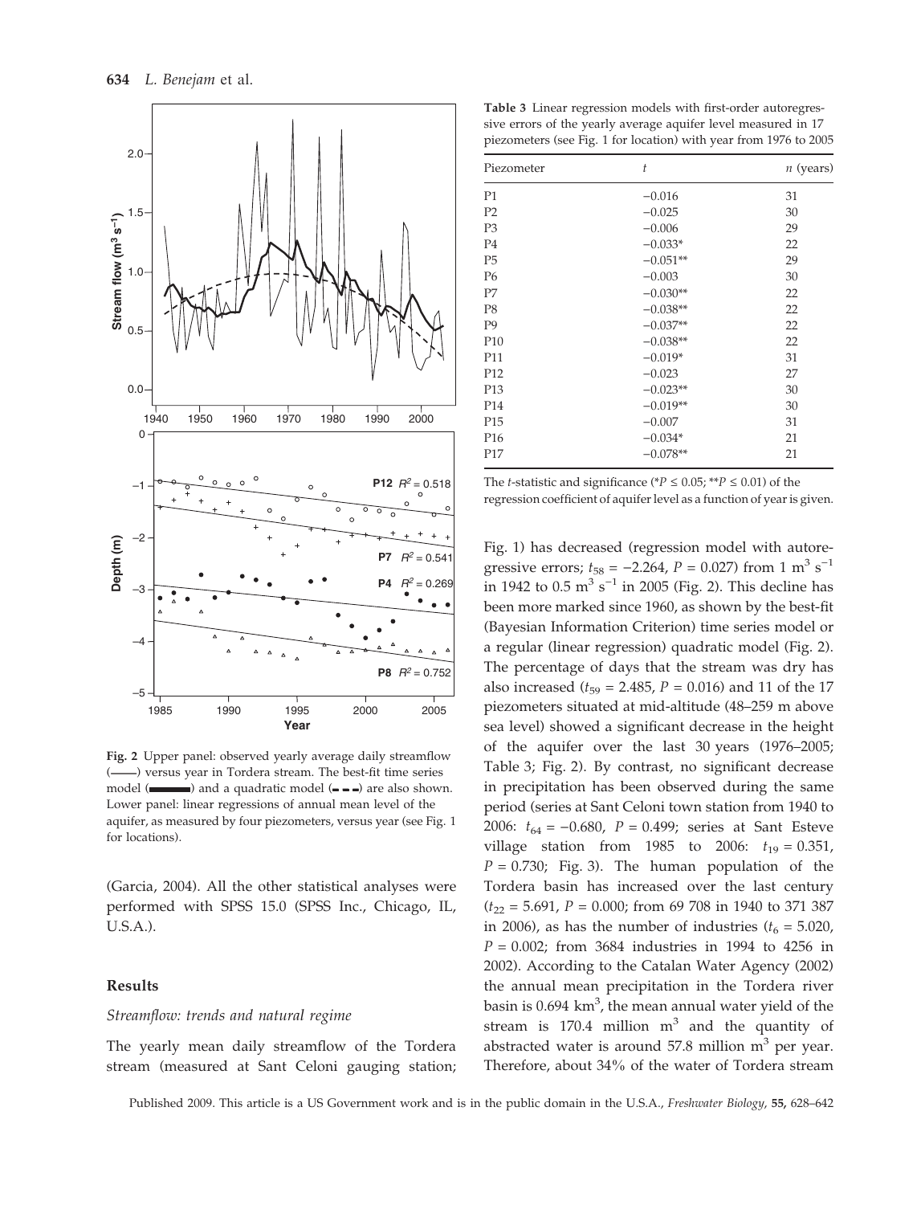**Fig. 2** Upper panel: observed yearly average daily streamflow (——) versus year in Tordera stream. The best-fit time series model (▬▬) and a quadratic model (‒ ‒ ‒) are also shown. Lower panel: linear regressions of annual mean level of the aquifer, as measured by four piezometers, versus year (see Fig. 1 for locations).

(Garcia, 2004). All the other statistical analyses were performed with SPSS 15.0 (SPSS Inc., Chicago, IL, U.S.A.).

## Results

### *Streamflow: trends and natural regime*

The yearly mean daily streamflow of the Tordera stream (measured at Sant Celoni gauging station; Fig. 1) has decreased (regression model with autoregressive errors; $t_{58} = -2.264$, $P = 0.027$) from 1 $m^3$ $s^{-1}$ in 1942 to 0.5 $m^3$ $s^{-1}$ in 2005 (Fig. 2). This decline has been more marked since 1960, as shown by the best-fit (Bayesian Information Criterion) time series model or a regular (linear regression) quadratic model (Fig. 2). The percentage of days that the stream was dry has also increased ($t_{59} = 2.485$, $P = 0.016$) and 11 of the 17 piezometers situated at mid-altitude (48–259 m above sea level) showed a significant decrease in the height of the aquifer over the last 30 years (1976–2005; Table 3; Fig. 2). By contrast, no significant decrease in precipitation has been observed during the same period (series at Sant Celoni town station from 1940 to 2006: $t_{64} = -0.680$, $P = 0.499$; series at Sant Esteve village station from 1985 to 2006: $t_{19} = 0.351$, $P = 0.730$; Fig. 3). The human population of the Tordera basin has increased over the last century ($t_{22} = 5.691$, $P = 0.000$; from 69 708 in 1940 to 371 387 in 2006), as has the number of industries ($t_6 = 5.020$, $P = 0.002$; from 3684 industries in 1994 to 4256 in 2002). According to the Catalan Water Agency (2002) the annual mean precipitation in the Tordera river basin is 0.694 $km^3$, the mean annual water yield of the stream is 170.4 million $m^3$ and the quantity of abstracted water is around 57.8 million $m^3$ per year. Therefore, about 34% of the water of Tordera stream

**Table 3** Linear regression models with first-order autoregressive errors of the yearly average aquifer level measured in 17 piezometers (see Fig. 1 for location) with year from 1976 to 2005

| Piezometer | $t$ | $n$ (years) |
|---|---|---|
| P1 | −0.016 | 31 |
| P2 | −0.025 | 30 |
| P3 | −0.006 | 29 |
| P4 | −0.033* | 22 |
| P5 | −0.051** | 29 |
| P6 | −0.003 | 30 |
| P7 | −0.030** | 22 |
| P8 | −0.038** | 22 |
| P9 | −0.037** | 22 |
| P10 | −0.038** | 22 |
| P11 | −0.019* | 31 |
| P12 | −0.023 | 27 |
| P13 | −0.023** | 30 |
| P14 | −0.019** | 30 |
| P15 | −0.007 | 31 |
| P16 | −0.034* | 21 |
| P17 | −0.078** | 21 |

The $t$-statistic and significance (*$P \le 0.05$; **$P \le 0.01$) of the regression coefficient of aquifer level as a function of year is given.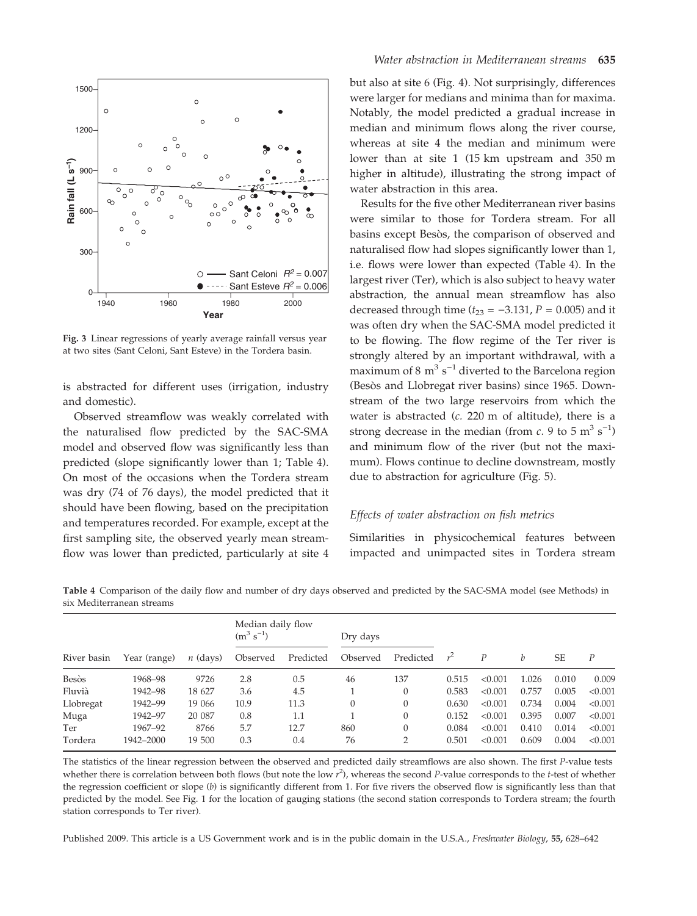Fig. 3 Linear regressions of yearly average rainfall versus year at two sites (Sant Celoni, Sant Esteve) in the Tordera basin.

is abstracted for different uses (irrigation, industry and domestic).

Observed streamflow was weakly correlated with the naturalised flow predicted by the SAC-SMA model and observed flow was significantly less than predicted (slope significantly lower than 1; Table 4). On most of the occasions when the Tordera stream was dry (74 of 76 days), the model predicted that it should have been flowing, based on the precipitation and temperatures recorded. For example, except at the first sampling site, the observed yearly mean streamflow was lower than predicted, particularly at site 4 but also at site 6 (Fig. 4). Not surprisingly, differences were larger for medians and minima than for maxima. Notably, the model predicted a gradual increase in median and minimum flows along the river course, whereas at site 4 the median and minimum were lower than at site 1 (15 km upstream and 350 m higher in altitude), illustrating the strong impact of water abstraction in this area.

Results for the five other Mediterranean river basins were similar to those for Tordera stream. For all basins except Besòs, the comparison of observed and naturalised flow had slopes significantly lower than 1, i.e. flows were lower than expected (Table 4). In the largest river (Ter), which is also subject to heavy water abstraction, the annual mean streamflow has also decreased through time ($t_{23} = -3.131$, $P = 0.005$) and it was often dry when the SAC-SMA model predicted it to be flowing. The flow regime of the Ter river is strongly altered by an important withdrawal, with a maximum of 8 $m^3 s^{-1}$ diverted to the Barcelona region (Besòs and Llobregat river basins) since 1965. Downstream of the two large reservoirs from which the water is abstracted (*c.* 220 m of altitude), there is a strong decrease in the median (from *c.* 9 to 5 $m^3 s^{-1}$) and minimum flow of the river (but not the maximum). Flows continue to decline downstream, mostly due to abstraction for agriculture (Fig. 5).

### *Effects of water abstraction on fish metrics*

Similarities in physicochemical features between impacted and unimpacted sites in Tordera stream

**Table 4** Comparison of the daily flow and number of dry days observed and predicted by the SAC-SMA model (see Methods) in six Mediterranean streams

| River basin | Year (range) | $n$ (days) | Median daily flow ($m^3 s^{-1}$) | | Dry days | | $r^2$ | $P$ | $b$ | SE | $P$ |
|---|---|---|---|---|---|---|---|---|---|---|---|
| | | | Observed | Predicted | Observed | Predicted | | | | | |
| Besòs | 1968–98 | 9726 | 2.8 | 0.5 | 46 | 137 | 0.515 | <0.001 | 1.026 | 0.010 | 0.009 |
| Fluvià | 1942–98 | 18 627 | 3.6 | 4.5 | 1 | 0 | 0.583 | <0.001 | 0.757 | 0.005 | <0.001 |
| Llobregat | 1942–99 | 19 066 | 10.9 | 11.3 | 0 | 0 | 0.630 | <0.001 | 0.734 | 0.004 | <0.001 |
| Muga | 1942–97 | 20 087 | 0.8 | 1.1 | 1 | 0 | 0.152 | <0.001 | 0.395 | 0.007 | <0.001 |
| Ter | 1967–92 | 8766 | 5.7 | 12.7 | 860 | 0 | 0.084 | <0.001 | 0.410 | 0.014 | <0.001 |
| Tordera | 1942–2000 | 19 500 | 0.3 | 0.4 | 76 | 2 | 0.501 | <0.001 | 0.609 | 0.004 | <0.001 |

The statistics of the linear regression between the observed and predicted daily streamflows are also shown. The first $P$-value tests whether there is correlation between both flows (but note the low $r^2$), whereas the second $P$-value corresponds to the $t$-test of whether the regression coefficient or slope ($b$) is significantly different from 1. For five rivers the observed flow is significantly less than that predicted by the model. See Fig. 1 for the location of gauging stations (the second station corresponds to Tordera stream; the fourth station corresponds to Ter river).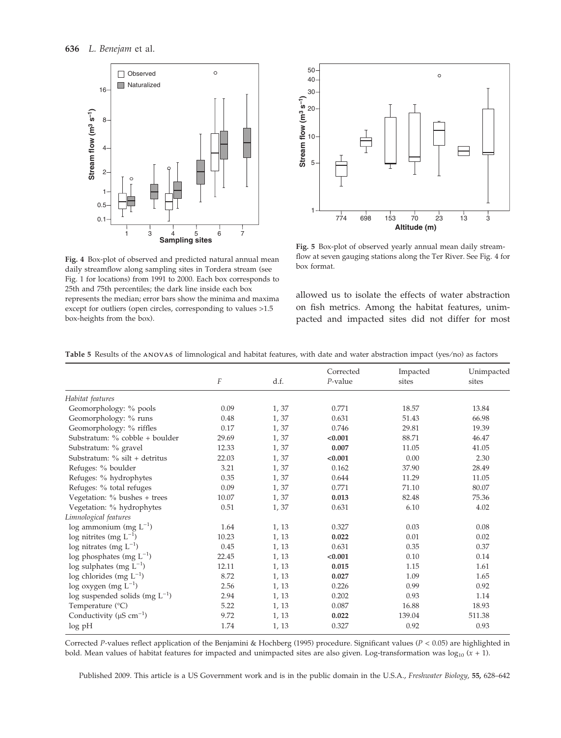**Fig. 4** Box-plot of observed and predicted natural annual mean daily streamflow along sampling sites in Tordera stream (see Fig. 1 for locations) from 1991 to 2000. Each box corresponds to 25th and 75th percentiles; the dark line inside each box represents the median; error bars show the minima and maxima except for outliers (open circles, corresponding to values >1.5 box-heights from the box).

**Fig. 5** Box-plot of observed yearly annual mean daily streamflow at seven gauging stations along the Ter River. See Fig. 4 for box format.

allowed us to isolate the effects of water abstraction on fish metrics. Among the habitat features, unimpacted and impacted sites did not differ for most

**Table 5** Results of the ANOVAS of limnological and habitat features, with date and water abstraction impact (yes/no) as factors

| | $F$ | d.f. | Corrected $P$-value | Impacted sites | Unimpacted sites |
|---|---|---|---|---|---|
| *Habitat features* | | | | | |
| Geomorphology: % pools | 0.09 | 1, 37 | 0.771 | 18.57 | 13.84 |
| Geomorphology: % runs | 0.48 | 1, 37 | 0.631 | 51.43 | 66.98 |
| Geomorphology: % riffles | 0.17 | 1, 37 | 0.746 | 29.81 | 19.39 |
| Substratum: % cobble + boulder | 29.69 | 1, 37 | **<0.001** | 88.71 | 46.47 |
| Substratum: % gravel | 12.33 | 1, 37 | **0.007** | 11.05 | 41.05 |
| Substratum: % silt + detritus | 22.03 | 1, 37 | **<0.001** | 0.00 | 2.30 |
| Refuges: % boulder | 3.21 | 1, 37 | 0.162 | 37.90 | 28.49 |
| Refuges: % hydrophytes | 0.35 | 1, 37 | 0.644 | 11.29 | 11.05 |
| Refuges: % total refuges | 0.09 | 1, 37 | 0.771 | 71.10 | 80.07 |
| Vegetation: % bushes + trees | 10.07 | 1, 37 | **0.013** | 82.48 | 75.36 |
| Vegetation: % hydrophytes | 0.51 | 1, 37 | 0.631 | 6.10 | 4.02 |
| *Limnological features* | | | | | |
| log ammonium (mg $L^{-1}$) | 1.64 | 1, 13 | 0.327 | 0.03 | 0.08 |
| log nitrites (mg $L^{-1}$) | 10.23 | 1, 13 | **0.022** | 0.01 | 0.02 |
| log nitrates (mg $L^{-1}$) | 0.45 | 1, 13 | 0.631 | 0.35 | 0.37 |
| log phosphates (mg $L^{-1}$) | 22.45 | 1, 13 | **<0.001** | 0.10 | 0.14 |
| log sulphates (mg $L^{-1}$) | 12.11 | 1, 13 | **0.015** | 1.15 | 1.61 |
| log chlorides (mg $L^{-1}$) | 8.72 | 1, 13 | **0.027** | 1.09 | 1.65 |
| log oxygen (mg $L^{-1}$) | 2.56 | 1, 13 | 0.226 | 0.99 | 0.92 |
| log suspended solids (mg $L^{-1}$) | 2.94 | 1, 13 | 0.202 | 0.93 | 1.14 |
| Temperature (°C) | 5.22 | 1, 13 | 0.087 | 16.88 | 18.93 |
| Conductivity (μS $cm^{-1}$) | 9.72 | 1, 13 | **0.022** | 139.04 | 511.38 |
| log pH | 1.74 | 1, 13 | 0.327 | 0.92 | 0.93 |

Corrected $P$-values reflect application of the Benjamini & Hochberg (1995) procedure. Significant values ($P < 0.05$) are highlighted in bold. Mean values of habitat features for impacted and unimpacted sites are also given. Log-transformation was $\log_{10}(x + 1)$.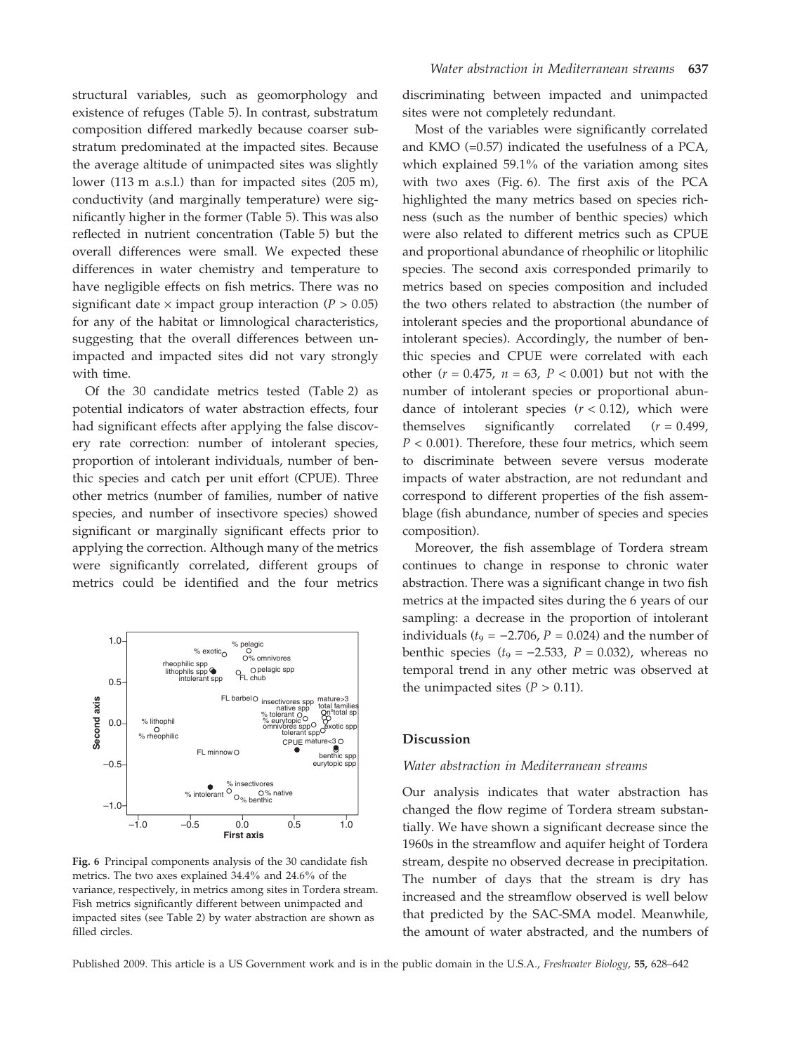structural variables, such as geomorphology and existence of refuges (Table 5). In contrast, substratum composition differed markedly because coarser substratum predominated at the impacted sites. Because the average altitude of unimpacted sites was slightly lower (113 m a.s.l.) than for impacted sites (205 m), conductivity (and marginally temperature) were significantly higher in the former (Table 5). This was also reflected in nutrient concentration (Table 5) but the overall differences were small. We expected these differences in water chemistry and temperature to have negligible effects on fish metrics. There was no significant date × impact group interaction ($P > 0.05$) for any of the habitat or limnological characteristics, suggesting that the overall differences between unimpacted and impacted sites did not vary strongly with time.

Of the 30 candidate metrics tested (Table 2) as potential indicators of water abstraction effects, four had significant effects after applying the false discovery rate correction: number of intolerant species, proportion of intolerant individuals, number of benthic species and catch per unit effort (CPUE). Three other metrics (number of families, number of native species, and number of insectivore species) showed significant or marginally significant effects prior to applying the correction. Although many of the metrics were significantly correlated, different groups of metrics could be identified and the four metrics discriminating between impacted and unimpacted sites were not completely redundant.

Most of the variables were significantly correlated and KMO (=0.57) indicated the usefulness of a PCA, which explained 59.1% of the variation among sites with two axes (Fig. 6). The first axis of the PCA highlighted the many metrics based on species richness (such as the number of benthic species) which were also related to different metrics such as CPUE and proportional abundance of rheophilic or litophilic species. The second axis corresponded primarily to metrics based on species composition and included the two others related to abstraction (the number of intolerant species and the proportional abundance of intolerant species). Accordingly, the number of benthic species and CPUE were correlated with each other ($r = 0.475$, $n = 63$, $P < 0.001$) but not with the number of intolerant species or proportional abundance of intolerant species ($r < 0.12$), which were themselves significantly correlated ($r = 0.499$, $P < 0.001$). Therefore, these four metrics, which seem to discriminate between severe versus moderate impacts of water abstraction, are not redundant and correspond to different properties of the fish assemblage (fish abundance, number of species and species composition).

Moreover, the fish assemblage of Tordera stream continues to change in response to chronic water abstraction. There was a significant change in two fish metrics at the impacted sites during the 6 years of our sampling: a decrease in the proportion of intolerant individuals ($t_9 = -2.706$, $P = 0.024$) and the number of benthic species ($t_9 = -2.533$, $P = 0.032$), whereas no temporal trend in any other metric was observed at the unimpacted sites ($P > 0.11$).

**Fig. 6** Principal components analysis of the 30 candidate fish metrics. The two axes explained 34.4% and 24.6% of the variance, respectively, in metrics among sites in Tordera stream. Fish metrics significantly different between unimpacted and impacted sites (see Table 2) by water abstraction are shown as filled circles.

## Discussion

### Water abstraction in Mediterranean streams

Our analysis indicates that water abstraction has changed the flow regime of Tordera stream substantially. We have shown a significant decrease since the 1960s in the streamflow and aquifer height of Tordera stream, despite no observed decrease in precipitation. The number of days that the stream is dry has increased and the streamflow observed is well below that predicted by the SAC-SMA model. Meanwhile, the amount of water abstracted, and the numbers of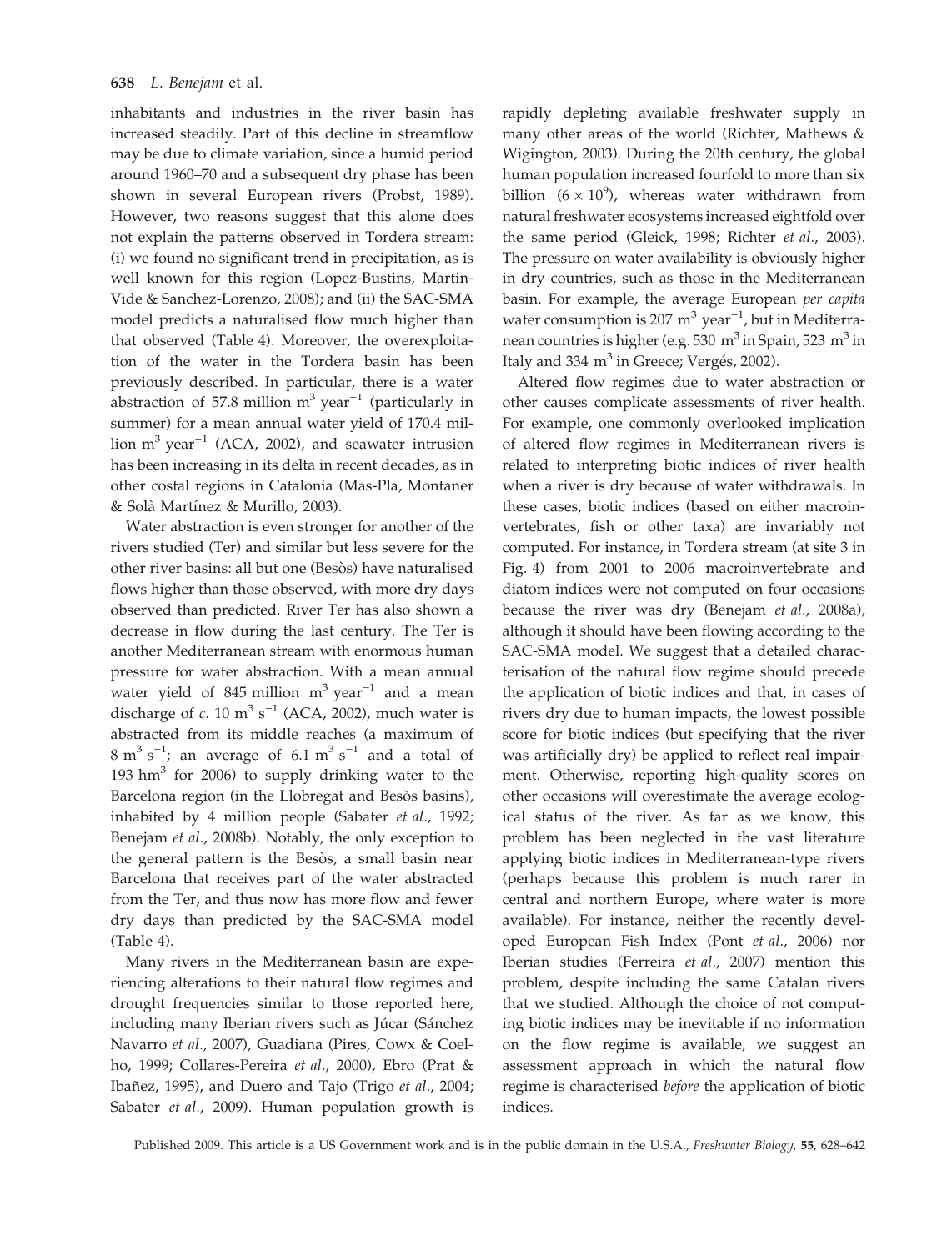inhabitants and industries in the river basin has increased steadily. Part of this decline in streamflow may be due to climate variation, since a humid period around 1960–70 and a subsequent dry phase has been shown in several European rivers (Probst, 1989). However, two reasons suggest that this alone does not explain the patterns observed in Tordera stream: (i) we found no significant trend in precipitation, as is well known for this region (Lopez-Bustins, Martin-Vide & Sanchez-Lorenzo, 2008); and (ii) the SAC-SMA model predicts a naturalised flow much higher than that observed (Table 4). Moreover, the overexploitation of the water in the Tordera basin has been previously described. In particular, there is a water abstraction of 57.8 million $m^3$ $year^{-1}$ (particularly in summer) for a mean annual water yield of 170.4 million $m^3$ $year^{-1}$ (ACA, 2002), and seawater intrusion has been increasing in its delta in recent decades, as in other costal regions in Catalonia (Mas-Pla, Montaner & Solà Martínez & Murillo, 2003).

Water abstraction is even stronger for another of the rivers studied (Ter) and similar but less severe for the other river basins: all but one (Besòs) have naturalised flows higher than those observed, with more dry days observed than predicted. River Ter has also shown a decrease in flow during the last century. The Ter is another Mediterranean stream with enormous human pressure for water abstraction. With a mean annual water yield of 845 million $m^3$ $year^{-1}$ and a mean discharge of *c.* 10 $m^3$ $s^{-1}$ (ACA, 2002), much water is abstracted from its middle reaches (a maximum of 8 $m^3$ $s^{-1}$; an average of 6.1 $m^3$ $s^{-1}$ and a total of 193 $hm^3$ for 2006) to supply drinking water to the Barcelona region (in the Llobregat and Besòs basins), inhabited by 4 million people (Sabater *et al.*, 1992; Benejam *et al.*, 2008b). Notably, the only exception to the general pattern is the Besòs, a small basin near Barcelona that receives part of the water abstracted from the Ter, and thus now has more flow and fewer dry days than predicted by the SAC-SMA model (Table 4).

Many rivers in the Mediterranean basin are experiencing alterations to their natural flow regimes and drought frequencies similar to those reported here, including many Iberian rivers such as Júcar (Sánchez Navarro *et al.*, 2007), Guadiana (Pires, Cowx & Coelho, 1999; Collares-Pereira *et al.*, 2000), Ebro (Prat & Ibañez, 1995), and Duero and Tajo (Trigo *et al.*, 2004; Sabater *et al.*, 2009). Human population growth is rapidly depleting available freshwater supply in many other areas of the world (Richter, Mathews & Wigington, 2003). During the 20th century, the global human population increased fourfold to more than six billion ($6 \times 10^9$), whereas water withdrawn from natural freshwater ecosystems increased eightfold over the same period (Gleick, 1998; Richter *et al.*, 2003). The pressure on water availability is obviously higher in dry countries, such as those in the Mediterranean basin. For example, the average European *per capita* water consumption is 207 $m^3$ $year^{-1}$, but in Mediterranean countries is higher (e.g. 530 $m^3$ in Spain, 523 $m^3$ in Italy and 334 $m^3$ in Greece; Vergés, 2002).

Altered flow regimes due to water abstraction or other causes complicate assessments of river health. For example, one commonly overlooked implication of altered flow regimes in Mediterranean rivers is related to interpreting biotic indices of river health when a river is dry because of water withdrawals. In these cases, biotic indices (based on either macroinvertebrates, fish or other taxa) are invariably not computed. For instance, in Tordera stream (at site 3 in Fig. 4) from 2001 to 2006 macroinvertebrate and diatom indices were not computed on four occasions because the river was dry (Benejam *et al.*, 2008a), although it should have been flowing according to the SAC-SMA model. We suggest that a detailed characterisation of the natural flow regime should precede the application of biotic indices and that, in cases of rivers dry due to human impacts, the lowest possible score for biotic indices (but specifying that the river was artificially dry) be applied to reflect real impairment. Otherwise, reporting high-quality scores on other occasions will overestimate the average ecological status of the river. As far as we know, this problem has been neglected in the vast literature applying biotic indices in Mediterranean-type rivers (perhaps because this problem is much rarer in central and northern Europe, where water is more available). For instance, neither the recently developed European Fish Index (Pont *et al.*, 2006) nor Iberian studies (Ferreira *et al.*, 2007) mention this problem, despite including the same Catalan rivers that we studied. Although the choice of not computing biotic indices may be inevitable if no information on the flow regime is available, we suggest an assessment approach in which the natural flow regime is characterised *before* the application of biotic indices.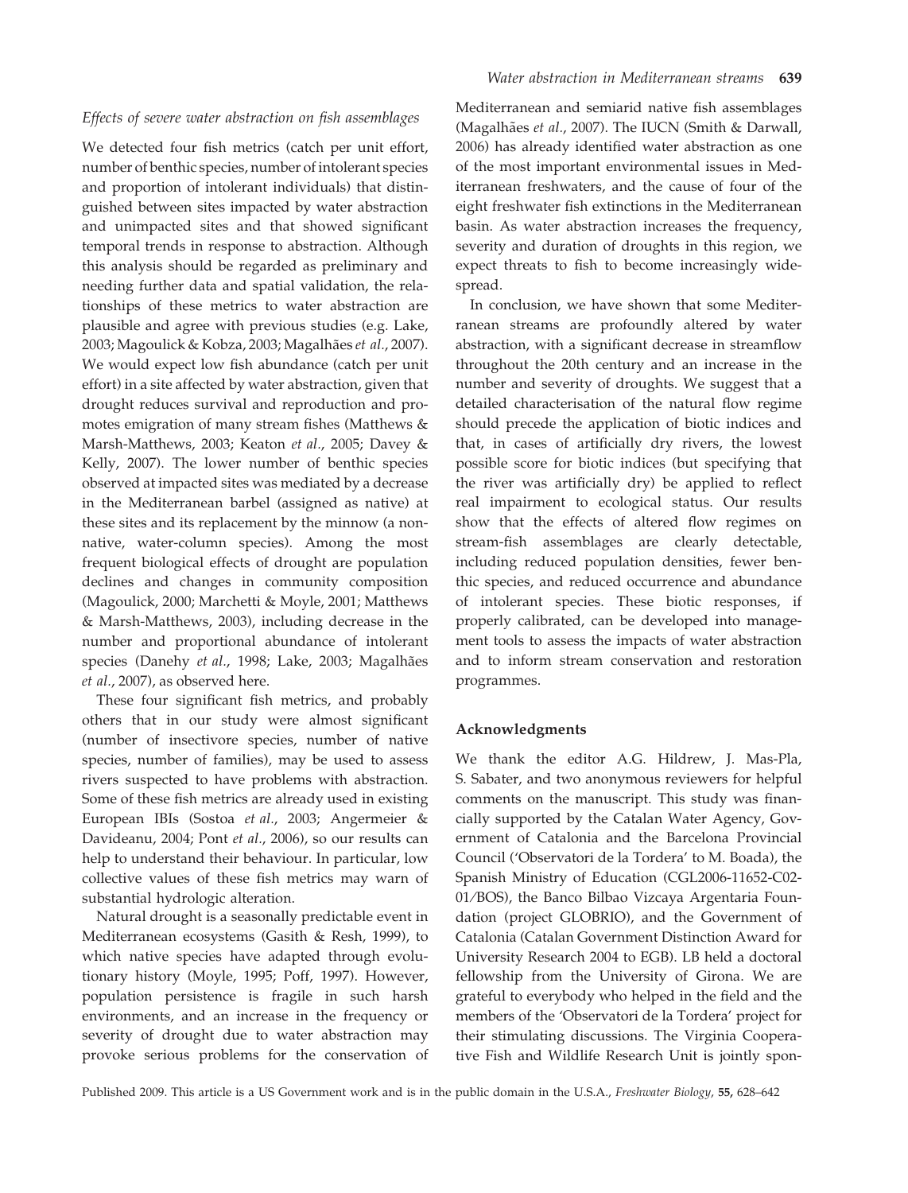### *Effects of severe water abstraction on fish assemblages*

We detected four fish metrics (catch per unit effort, number of benthic species, number of intolerant species and proportion of intolerant individuals) that distinguished between sites impacted by water abstraction and unimpacted sites and that showed significant temporal trends in response to abstraction. Although this analysis should be regarded as preliminary and needing further data and spatial validation, the relationships of these metrics to water abstraction are plausible and agree with previous studies (e.g. Lake, 2003; Magoulick & Kobza, 2003; Magalhães *et al.*, 2007). We would expect low fish abundance (catch per unit effort) in a site affected by water abstraction, given that drought reduces survival and reproduction and promotes emigration of many stream fishes (Matthews & Marsh-Matthews, 2003; Keaton *et al.*, 2005; Davey & Kelly, 2007). The lower number of benthic species observed at impacted sites was mediated by a decrease in the Mediterranean barbel (assigned as native) at these sites and its replacement by the minnow (a non-native, water-column species). Among the most frequent biological effects of drought are population declines and changes in community composition (Magoulick, 2000; Marchetti & Moyle, 2001; Matthews & Marsh-Matthews, 2003), including decrease in the number and proportional abundance of intolerant species (Danehy *et al.*, 1998; Lake, 2003; Magalhães *et al.*, 2007), as observed here.

These four significant fish metrics, and probably others that in our study were almost significant (number of insectivore species, number of native species, number of families), may be used to assess rivers suspected to have problems with abstraction. Some of these fish metrics are already used in existing European IBIs (Sostoa *et al.*, 2003; Angermeier & Davideanu, 2004; Pont *et al.*, 2006), so our results can help to understand their behaviour. In particular, low collective values of these fish metrics may warn of substantial hydrologic alteration.

Natural drought is a seasonally predictable event in Mediterranean ecosystems (Gasith & Resh, 1999), to which native species have adapted through evolutionary history (Moyle, 1995; Poff, 1997). However, population persistence is fragile in such harsh environments, and an increase in the frequency or severity of drought due to water abstraction may provoke serious problems for the conservation of Mediterranean and semiarid native fish assemblages (Magalhães *et al.*, 2007). The IUCN (Smith & Darwall, 2006) has already identified water abstraction as one of the most important environmental issues in Mediterranean freshwaters, and the cause of four of the eight freshwater fish extinctions in the Mediterranean basin. As water abstraction increases the frequency, severity and duration of droughts in this region, we expect threats to fish to become increasingly widespread.

In conclusion, we have shown that some Mediterranean streams are profoundly altered by water abstraction, with a significant decrease in streamflow throughout the 20th century and an increase in the number and severity of droughts. We suggest that a detailed characterisation of the natural flow regime should precede the application of biotic indices and that, in cases of artificially dry rivers, the lowest possible score for biotic indices (but specifying that the river was artificially dry) be applied to reflect real impairment to ecological status. Our results show that the effects of altered flow regimes on stream-fish assemblages are clearly detectable, including reduced population densities, fewer benthic species, and reduced occurrence and abundance of intolerant species. These biotic responses, if properly calibrated, can be developed into management tools to assess the impacts of water abstraction and to inform stream conservation and restoration programmes.

## Acknowledgments

We thank the editor A.G. Hildrew, J. Mas-Pla, S. Sabater, and two anonymous reviewers for helpful comments on the manuscript. This study was financially supported by the Catalan Water Agency, Government of Catalonia and the Barcelona Provincial Council ('Observatori de la Tordera' to M. Boada), the Spanish Ministry of Education (CGL2006-11652-C02-01/BOS), the Banco Bilbao Vizcaya Argentaria Foundation (project GLOBRIO), and the Government of Catalonia (Catalan Government Distinction Award for University Research 2004 to EGB). LB held a doctoral fellowship from the University of Girona. We are grateful to everybody who helped in the field and the members of the 'Observatori de la Tordera' project for their stimulating discussions. The Virginia Cooperative Fish and Wildlife Research Unit is jointly spon-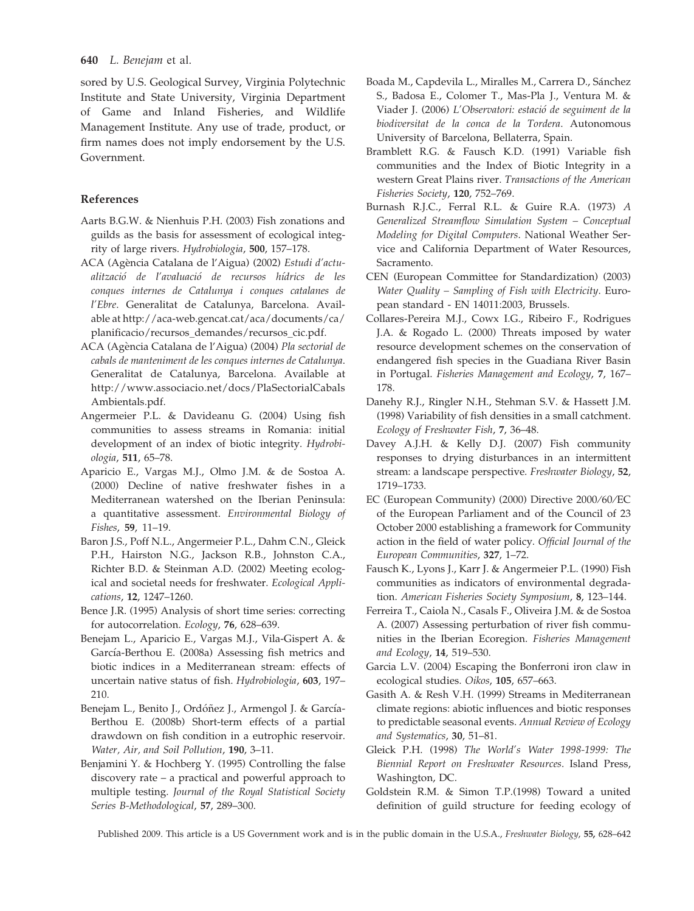sored by U.S. Geological Survey, Virginia Polytechnic Institute and State University, Virginia Department of Game and Inland Fisheries, and Wildlife Management Institute. Any use of trade, product, or firm names does not imply endorsement by the U.S. Government.

## References

Aarts B.G.W. & Nienhuis P.H. (2003) Fish zonations and guilds as the basis for assessment of ecological integrity of large rivers. *Hydrobiologia*, **500**, 157–178.

ACA (Agència Catalana de l'Aigua) (2002) *Estudi d'actualització de l'avaluació de recursos hídrics de les conques internes de Catalunya i conques catalanes de l'Ebre*. Generalitat de Catalunya, Barcelona. Available at http://aca-web.gencat.cat/aca/documents/ca/planificacio/recursos_demandes/recursos_cic.pdf.

ACA (Agència Catalana de l'Aigua) (2004) *Pla sectorial de cabals de manteniment de les conques internes de Catalunya*. Generalitat de Catalunya, Barcelona. Available at http://www.associacio.net/docs/PlaSectorialCabalsAmbientals.pdf.

Angermeier P.L. & Davideanu G. (2004) Using fish communities to assess streams in Romania: initial development of an index of biotic integrity. *Hydrobiologia*, **511**, 65–78.

Aparicio E., Vargas M.J., Olmo J.M. & de Sostoa A. (2000) Decline of native freshwater fishes in a Mediterranean watershed on the Iberian Peninsula: a quantitative assessment. *Environmental Biology of Fishes*, **59**, 11–19.

Baron J.S., Poff N.L., Angermeier P.L., Dahm C.N., Gleick P.H., Hairston N.G., Jackson R.B., Johnston C.A., Richter B.D. & Steinman A.D. (2002) Meeting ecological and societal needs for freshwater. *Ecological Applications*, **12**, 1247–1260.

Bence J.R. (1995) Analysis of short time series: correcting for autocorrelation. *Ecology*, **76**, 628–639.

Benejam L., Aparicio E., Vargas M.J., Vila-Gispert A. & García-Berthou E. (2008a) Assessing fish metrics and biotic indices in a Mediterranean stream: effects of uncertain native status of fish. *Hydrobiologia*, **603**, 197–210.

Benejam L., Benito J., Ordóñez J., Armengol J. & García-Berthou E. (2008b) Short-term effects of a partial drawdown on fish condition in a eutrophic reservoir. *Water, Air, and Soil Pollution*, **190**, 3–11.

Benjamini Y. & Hochberg Y. (1995) Controlling the false discovery rate – a practical and powerful approach to multiple testing. *Journal of the Royal Statistical Society Series B-Methodological*, **57**, 289–300.

Boada M., Capdevila L., Miralles M., Carrera D., Sánchez S., Badosa E., Colomer T., Mas-Pla J., Ventura M. & Viader J. (2006) *L'Observatori: estació de seguiment de la biodiversitat de la conca de la Tordera*. Autonomous University of Barcelona, Bellaterra, Spain.

Bramblett R.G. & Fausch K.D. (1991) Variable fish communities and the Index of Biotic Integrity in a western Great Plains river. *Transactions of the American Fisheries Society*, **120**, 752–769.

Burnash R.J.C., Ferral R.L. & Guire R.A. (1973) *A Generalized Streamflow Simulation System – Conceptual Modeling for Digital Computers*. National Weather Service and California Department of Water Resources, Sacramento.

CEN (European Committee for Standardization) (2003) *Water Quality – Sampling of Fish with Electricity*. European standard - EN 14011:2003, Brussels.

Collares-Pereira M.J., Cowx I.G., Ribeiro F., Rodrigues J.A. & Rogado L. (2000) Threats imposed by water resource development schemes on the conservation of endangered fish species in the Guadiana River Basin in Portugal. *Fisheries Management and Ecology*, **7**, 167–178.

Danehy R.J., Ringler N.H., Stehman S.V. & Hassett J.M. (1998) Variability of fish densities in a small catchment. *Ecology of Freshwater Fish*, **7**, 36–48.

Davey A.J.H. & Kelly D.J. (2007) Fish community responses to drying disturbances in an intermittent stream: a landscape perspective. *Freshwater Biology*, **52**, 1719–1733.

EC (European Community) (2000) Directive 2000/60/EC of the European Parliament and of the Council of 23 October 2000 establishing a framework for Community action in the field of water policy. *Official Journal of the European Communities*, **327**, 1–72.

Fausch K., Lyons J., Karr J. & Angermeier P.L. (1990) Fish communities as indicators of environmental degradation. *American Fisheries Society Symposium*, **8**, 123–144.

Ferreira T., Caiola N., Casals F., Oliveira J.M. & de Sostoa A. (2007) Assessing perturbation of river fish communities in the Iberian Ecoregion. *Fisheries Management and Ecology*, **14**, 519–530.

Garcia L.V. (2004) Escaping the Bonferroni iron claw in ecological studies. *Oikos*, **105**, 657–663.

Gasith A. & Resh V.H. (1999) Streams in Mediterranean climate regions: abiotic influences and biotic responses to predictable seasonal events. *Annual Review of Ecology and Systematics*, **30**, 51–81.

Gleick P.H. (1998) *The World's Water 1998-1999: The Biennial Report on Freshwater Resources*. Island Press, Washington, DC.

Goldstein R.M. & Simon T.P.(1998) Toward a united definition of guild structure for feeding ecology of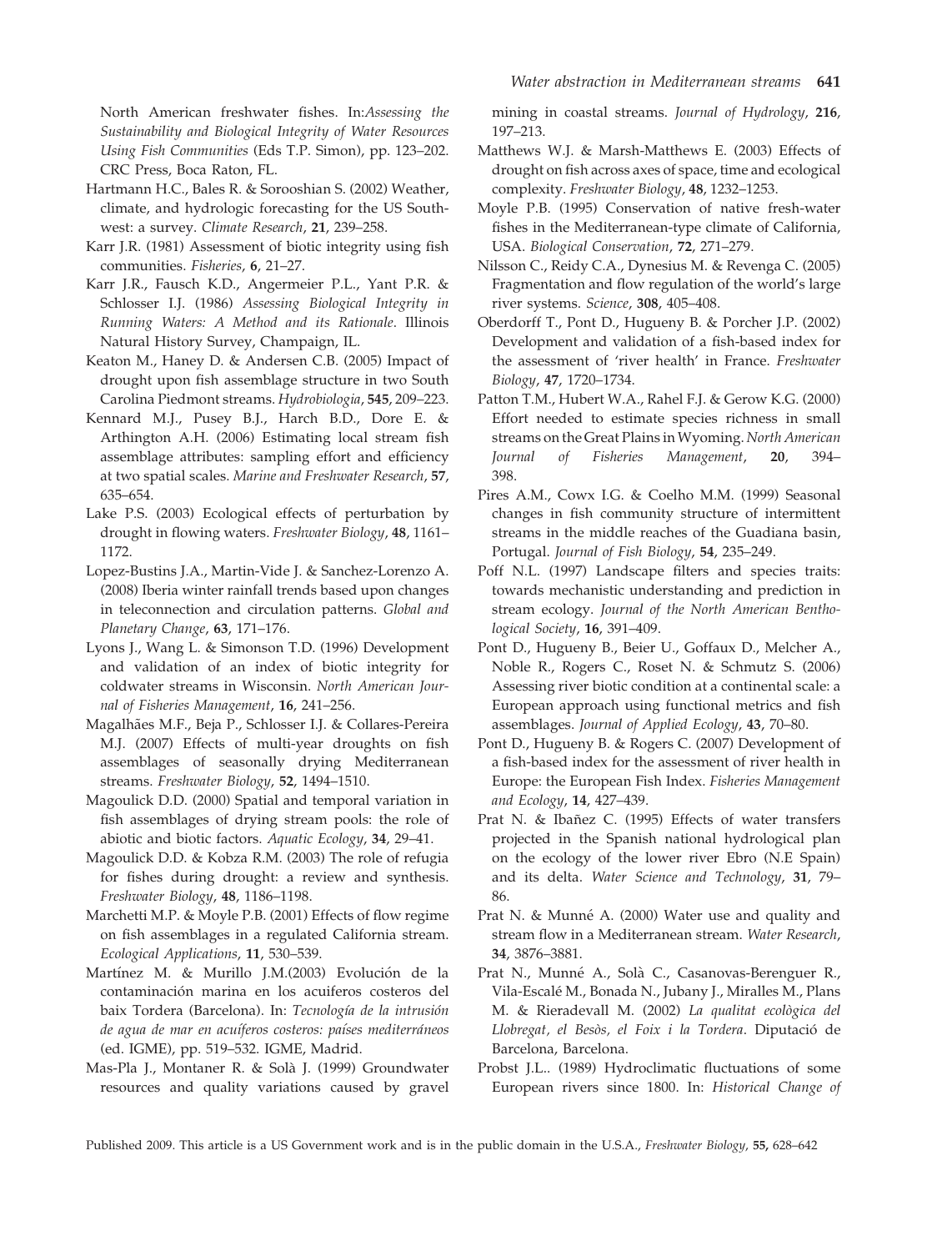North American freshwater fishes. In: *Assessing the Sustainability and Biological Integrity of Water Resources Using Fish Communities* (Eds T.P. Simon), pp. 123–202. CRC Press, Boca Raton, FL.

Hartmann H.C., Bales R. & Sorooshian S. (2002) Weather, climate, and hydrologic forecasting for the US Southwest: a survey. *Climate Research*, **21**, 239–258.

Karr J.R. (1981) Assessment of biotic integrity using fish communities. *Fisheries*, **6**, 21–27.

Karr J.R., Fausch K.D., Angermeier P.L., Yant P.R. & Schlosser I.J. (1986) *Assessing Biological Integrity in Running Waters: A Method and its Rationale*. Illinois Natural History Survey, Champaign, IL.

Keaton M., Haney D. & Andersen C.B. (2005) Impact of drought upon fish assemblage structure in two South Carolina Piedmont streams. *Hydrobiologia*, **545**, 209–223.

Kennard M.J., Pusey B.J., Harch B.D., Dore E. & Arthington A.H. (2006) Estimating local stream fish assemblage attributes: sampling effort and efficiency at two spatial scales. *Marine and Freshwater Research*, **57**, 635–654.

Lake P.S. (2003) Ecological effects of perturbation by drought in flowing waters. *Freshwater Biology*, **48**, 1161–1172.

Lopez-Bustins J.A., Martin-Vide J. & Sanchez-Lorenzo A. (2008) Iberia winter rainfall trends based upon changes in teleconnection and circulation patterns. *Global and Planetary Change*, **63**, 171–176.

Lyons J., Wang L. & Simonson T.D. (1996) Development and validation of an index of biotic integrity for coldwater streams in Wisconsin. *North American Journal of Fisheries Management*, **16**, 241–256.

Magalhães M.F., Beja P., Schlosser I.J. & Collares-Pereira M.J. (2007) Effects of multi-year droughts on fish assemblages of seasonally drying Mediterranean streams. *Freshwater Biology*, **52**, 1494–1510.

Magoulick D.D. (2000) Spatial and temporal variation in fish assemblages of drying stream pools: the role of abiotic and biotic factors. *Aquatic Ecology*, **34**, 29–41.

Magoulick D.D. & Kobza R.M. (2003) The role of refugia for fishes during drought: a review and synthesis. *Freshwater Biology*, **48**, 1186–1198.

Marchetti M.P. & Moyle P.B. (2001) Effects of flow regime on fish assemblages in a regulated California stream. *Ecological Applications*, **11**, 530–539.

Martínez M. & Murillo J.M.(2003) Evolución de la contaminación marina en los acuiferos costeros del baix Tordera (Barcelona). In: *Tecnología de la intrusión de agua de mar en acuíferos costeros: países mediterráneos* (ed. IGME), pp. 519–532. IGME, Madrid.

Mas-Pla J., Montaner R. & Solà J. (1999) Groundwater resources and quality variations caused by gravel mining in coastal streams. *Journal of Hydrology*, **216**, 197–213.

Matthews W.J. & Marsh-Matthews E. (2003) Effects of drought on fish across axes of space, time and ecological complexity. *Freshwater Biology*, **48**, 1232–1253.

Moyle P.B. (1995) Conservation of native fresh-water fishes in the Mediterranean-type climate of California, USA. *Biological Conservation*, **72**, 271–279.

Nilsson C., Reidy C.A., Dynesius M. & Revenga C. (2005) Fragmentation and flow regulation of the world's large river systems. *Science*, **308**, 405–408.

Oberdorff T., Pont D., Hugueny B. & Porcher J.P. (2002) Development and validation of a fish-based index for the assessment of 'river health' in France. *Freshwater Biology*, **47**, 1720–1734.

Patton T.M., Hubert W.A., Rahel F.J. & Gerow K.G. (2000) Effort needed to estimate species richness in small streams on the Great Plains in Wyoming. *North American Journal of Fisheries Management*, **20**, 394–398.

Pires A.M., Cowx I.G. & Coelho M.M. (1999) Seasonal changes in fish community structure of intermittent streams in the middle reaches of the Guadiana basin, Portugal. *Journal of Fish Biology*, **54**, 235–249.

Poff N.L. (1997) Landscape filters and species traits: towards mechanistic understanding and prediction in stream ecology. *Journal of the North American Benthological Society*, **16**, 391–409.

Pont D., Hugueny B., Beier U., Goffaux D., Melcher A., Noble R., Rogers C., Roset N. & Schmutz S. (2006) Assessing river biotic condition at a continental scale: a European approach using functional metrics and fish assemblages. *Journal of Applied Ecology*, **43**, 70–80.

Pont D., Hugueny B. & Rogers C. (2007) Development of a fish-based index for the assessment of river health in Europe: the European Fish Index. *Fisheries Management and Ecology*, **14**, 427–439.

Prat N. & Ibañez C. (1995) Effects of water transfers projected in the Spanish national hydrological plan on the ecology of the lower river Ebro (N.E Spain) and its delta. *Water Science and Technology*, **31**, 79–86.

Prat N. & Munné A. (2000) Water use and quality and stream flow in a Mediterranean stream. *Water Research*, **34**, 3876–3881.

Prat N., Munné A., Solà C., Casanovas-Berenguer R., Vila-Escalé M., Bonada N., Jubany J., Miralles M., Plans M. & Rieradevall M. (2002) *La qualitat ecològica del Llobregat, el Besòs, el Foix i la Tordera*. Diputació de Barcelona, Barcelona.

Probst J.L.. (1989) Hydroclimatic fluctuations of some European rivers since 1800. In: *Historical Change of*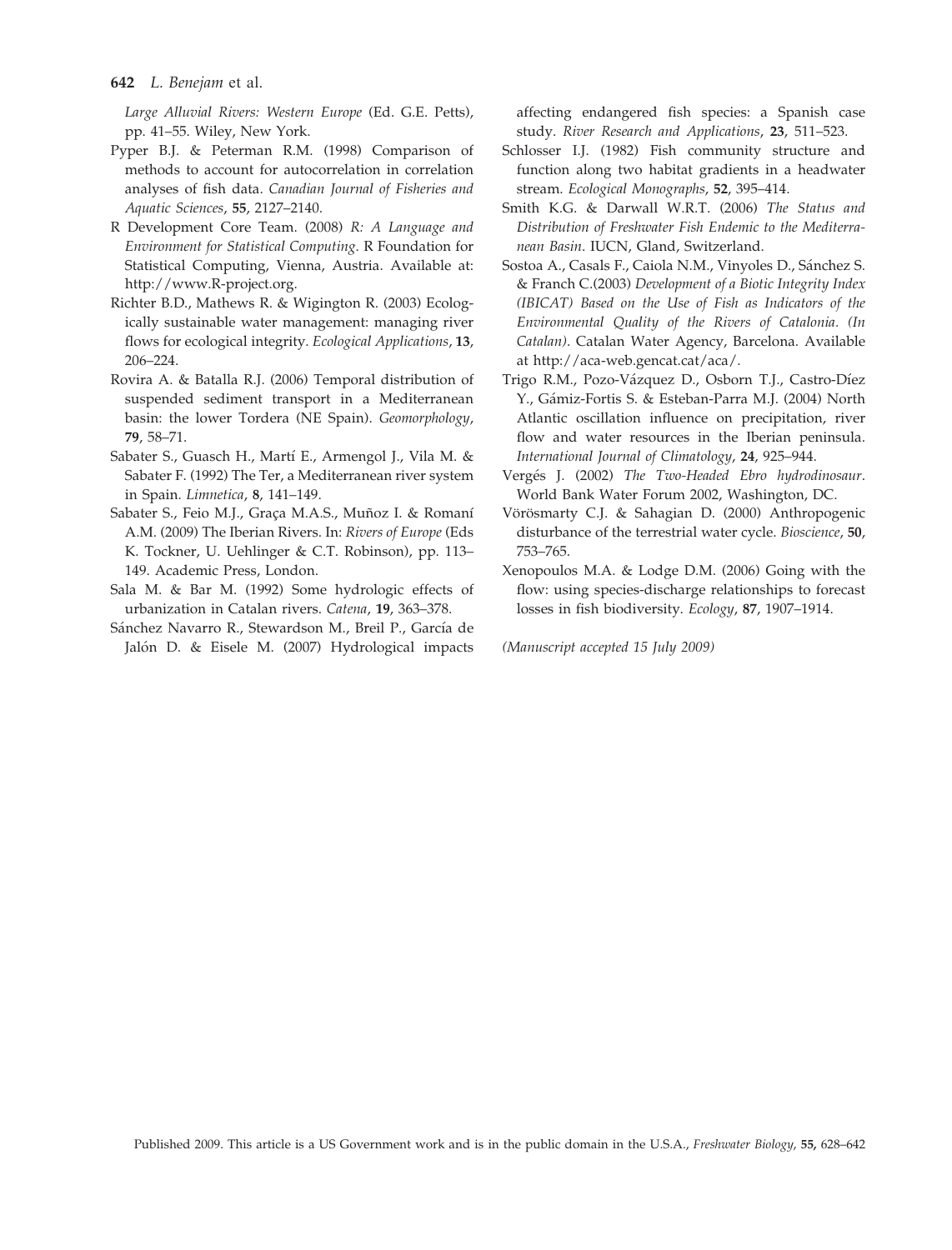*Large Alluvial Rivers: Western Europe* (Ed. G.E. Petts), pp. 41–55. Wiley, New York.

Pyper B.J. & Peterman R.M. (1998) Comparison of methods to account for autocorrelation in correlation analyses of fish data. *Canadian Journal of Fisheries and Aquatic Sciences*, **55**, 2127–2140.

R Development Core Team. (2008) *R: A Language and Environment for Statistical Computing*. R Foundation for Statistical Computing, Vienna, Austria. Available at: http://www.R-project.org.

Richter B.D., Mathews R. & Wigington R. (2003) Ecologically sustainable water management: managing river flows for ecological integrity. *Ecological Applications*, **13**, 206–224.

Rovira A. & Batalla R.J. (2006) Temporal distribution of suspended sediment transport in a Mediterranean basin: the lower Tordera (NE Spain). *Geomorphology*, **79**, 58–71.

Sabater S., Guasch H., Martí E., Armengol J., Vila M. & Sabater F. (1992) The Ter, a Mediterranean river system in Spain. *Limnetica*, **8**, 141–149.

Sabater S., Feio M.J., Graça M.A.S., Muñoz I. & Romaní A.M. (2009) The Iberian Rivers. In: *Rivers of Europe* (Eds K. Tockner, U. Uehlinger & C.T. Robinson), pp. 113–149. Academic Press, London.

Sala M. & Bar M. (1992) Some hydrologic effects of urbanization in Catalan rivers. *Catena*, **19**, 363–378.

Sánchez Navarro R., Stewardson M., Breil P., García de Jalón D. & Eisele M. (2007) Hydrological impacts affecting endangered fish species: a Spanish case study. *River Research and Applications*, **23**, 511–523.

Schlosser I.J. (1982) Fish community structure and function along two habitat gradients in a headwater stream. *Ecological Monographs*, **52**, 395–414.

Smith K.G. & Darwall W.R.T. (2006) *The Status and Distribution of Freshwater Fish Endemic to the Mediterranean Basin*. IUCN, Gland, Switzerland.

Sostoa A., Casals F., Caiola N.M., Vinyoles D., Sánchez S. & Franch C.(2003) *Development of a Biotic Integrity Index (IBICAT) Based on the Use of Fish as Indicators of the Environmental Quality of the Rivers of Catalonia. (In Catalan)*. Catalan Water Agency, Barcelona. Available at http://aca-web.gencat.cat/aca/.

Trigo R.M., Pozo-Vázquez D., Osborn T.J., Castro-Díez Y., Gámiz-Fortis S. & Esteban-Parra M.J. (2004) North Atlantic oscillation influence on precipitation, river flow and water resources in the Iberian peninsula. *International Journal of Climatology*, **24**, 925–944.

Vergés J. (2002) *The Two-Headed Ebro hydrodinosaur*. World Bank Water Forum 2002, Washington, DC.

Vörösmarty C.J. & Sahagian D. (2000) Anthropogenic disturbance of the terrestrial water cycle. *Bioscience*, **50**, 753–765.

Xenopoulos M.A. & Lodge D.M. (2006) Going with the flow: using species-discharge relationships to forecast losses in fish biodiversity. *Ecology*, **87**, 1907–1914.

*(Manuscript accepted 15 July 2009)*